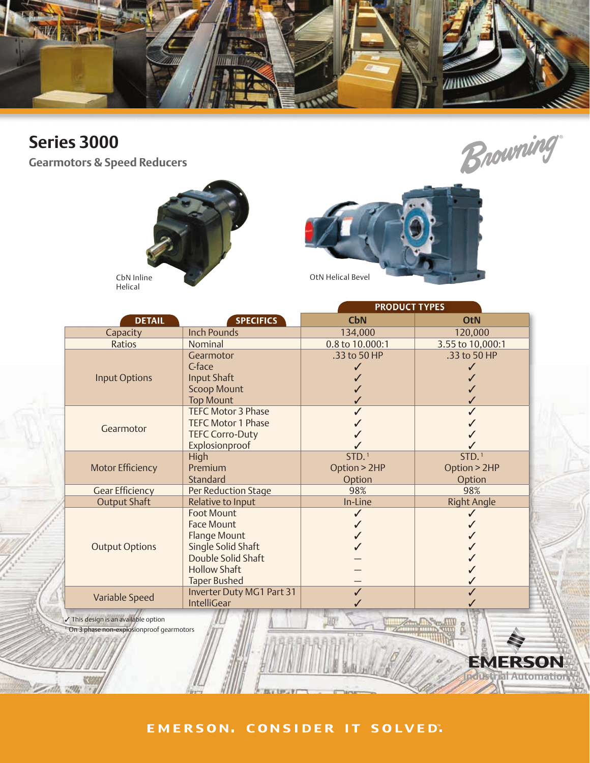# Series 3000

## Gearmotors & Speed Reducers

Browning®

CbN Inline Helical

OtN Helical Bevel

| DETAIL | SPECIFICS | PRODUCT TYPES | |
|---|---|---|---|
| | | CbN | OtN |
| Capacity | Inch Pounds | 134,000 | 120,000 |
| Ratios | Nominal | 0.8 to 10.000:1 | 3.55 to 10,000:1 |
| Input Options | Gearmotor | .33 to 50 HP | .33 to 50 HP |
| | C-face | ✓ | ✓ |
| | Input Shaft | ✓ | ✓ |
| | Scoop Mount | ✓ | ✓ |
| | Top Mount | ✓ | ✓ |
| Gearmotor | TEFC Motor 3 Phase | ✓ | ✓ |
| | TEFC Motor 1 Phase | ✓ | ✓ |
| | TEFC Corro-Duty | ✓ | ✓ |
| | Explosionproof | ✓ | ✓ |
| Motor Efficiency | High | STD.[1] | STD.[1] |
| | Premium | Option > 2HP | Option > 2HP |
| | Standard | Option | Option |
| Gear Efficiency | Per Reduction Stage | 98% | 98% |
| Output Shaft | Relative to Input | In-Line | Right Angle |
| Output Options | Foot Mount | ✓ | ✓ |
| | Face Mount | ✓ | ✓ |
| | Flange Mount | ✓ | ✓ |
| | Single Solid Shaft | ✓ | ✓ |
| | Double Solid Shaft | — | ✓ |
| | Hollow Shaft | — | ✓ |
| | Taper Bushed | — | ✓ |
| Variable Speed | Inverter Duty MG1 Part 31 | ✓ | ✓ |
| | IntelliGear | ✓ | ✓ |

✓ This design is an available option

[1] On 3 phase non-explosionproof gearmotors

EMERSON. Industrial Automation

EMERSON. CONSIDER IT SOLVED.™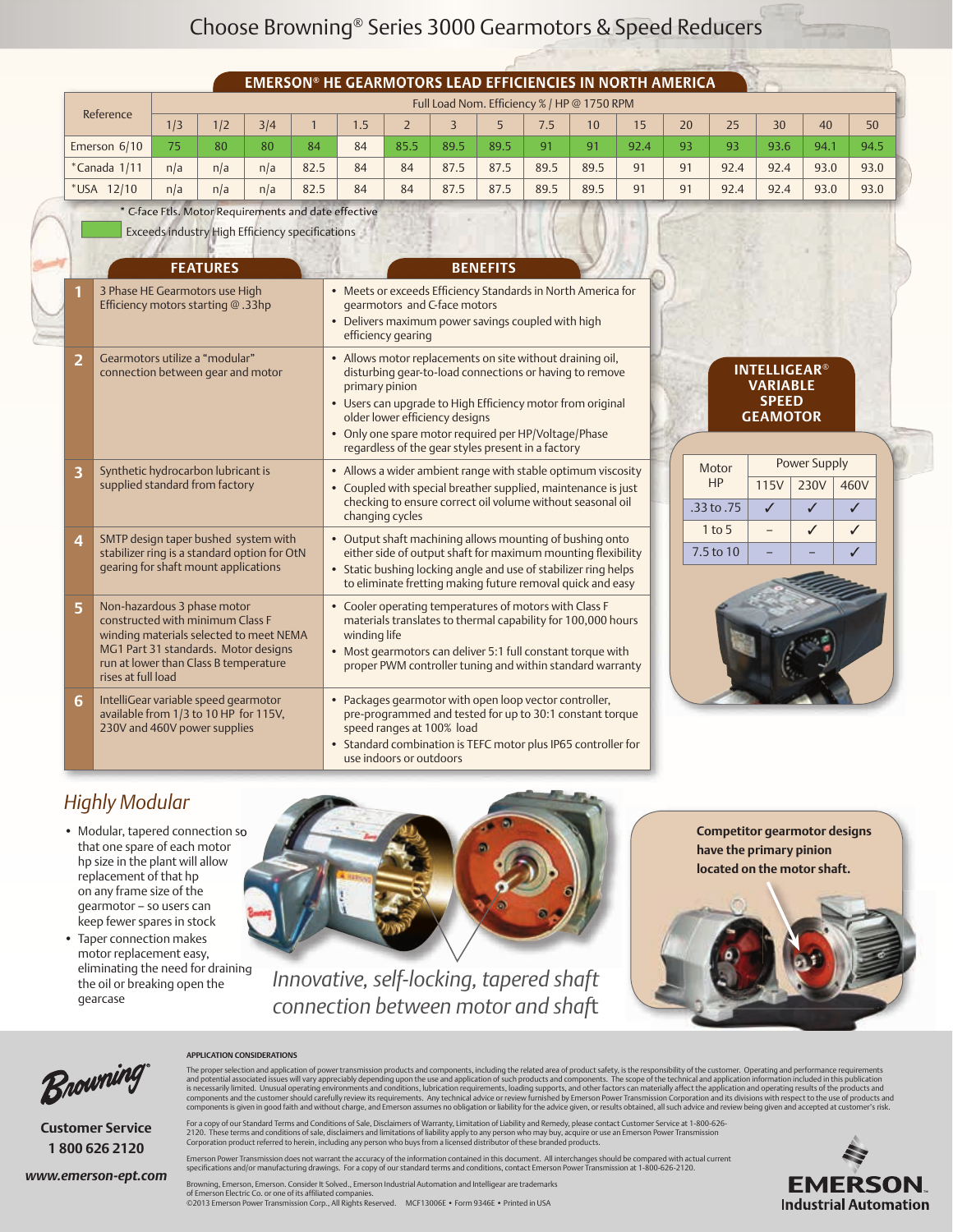# Choose Browning® Series 3000 Gearmotors & Speed Reducers

## EMERSON® HE GEARMOTORS LEAD EFFICIENCIES IN NORTH AMERICA

| Reference | Full Load Nom. Efficiency % / HP @ 1750 RPM | | | | | | | | | | | | | | | |
|---|---|---|---|---|---|---|---|---|---|---|---|---|---|---|---|---|
| | 1/3 | 1/2 | 3/4 | 1 | 1.5 | 2 | 3 | 5 | 7.5 | 10 | 15 | 20 | 25 | 30 | 40 | 50 |
| Emerson 6/10 | 75 | 80 | 80 | 84 | 84 | 85.5 | 89.5 | 89.5 | 91 | 91 | 92.4 | 93 | 93 | 93.6 | 94.1 | 94.5 |
| *Canada 1/11 | n/a | n/a | n/a | 82.5 | 84 | 84 | 87.5 | 87.5 | 89.5 | 89.5 | 91 | 91 | 92.4 | 92.4 | 93.0 | 93.0 |
| *USA 12/10 | n/a | n/a | n/a | 82.5 | 84 | 84 | 87.5 | 87.5 | 89.5 | 89.5 | 91 | 91 | 92.4 | 92.4 | 93.0 | 93.0 |

\* C-face Ftls. Motor Requirements and date effective

Exceeds industry High Efficiency specifications

| | FEATURES | BENEFITS |
|---|---|---|
| 1 | 3 Phase HE Gearmotors use High Efficiency motors starting @ .33hp | • Meets or exceeds Efficiency Standards in North America for gearmotors and C-face motors<br>• Delivers maximum power savings coupled with high efficiency gearing |
| 2 | Gearmotors utilize a "modular" connection between gear and motor | • Allows motor replacements on site without draining oil, disturbing gear-to-load connections or having to remove primary pinion<br>• Users can upgrade to High Efficiency motor from original older lower efficiency designs<br>• Only one spare motor required per HP/Voltage/Phase regardless of the gear styles present in a factory |
| 3 | Synthetic hydrocarbon lubricant is supplied standard from factory | • Allows a wider ambient range with stable optimum viscosity<br>• Coupled with special breather supplied, maintenance is just checking to ensure correct oil volume without seasonal oil changing cycles |
| 4 | SMTP design taper bushed system with stabilizer ring is a standard option for OtN gearing for shaft mount applications | • Output shaft machining allows mounting of bushing onto either side of output shaft for maximum mounting flexibility<br>• Static bushing locking angle and use of stabilizer ring helps to eliminate fretting making future removal quick and easy |
| 5 | Non-hazardous 3 phase motor constructed with minimum Class F winding materials selected to meet NEMA MG1 Part 31 standards. Motor designs run at lower than Class B temperature rises at full load | • Cooler operating temperatures of motors with Class F materials translates to thermal capability for 100,000 hours winding life<br>• Most gearmotors can deliver 5:1 full constant torque with proper PWM controller tuning and within standard warranty |
| 6 | IntelliGear variable speed gearmotor available from 1/3 to 10 HP for 115V, 230V and 460V power supplies | • Packages gearmotor with open loop vector controller, pre-programmed and tested for up to 30:1 constant torque speed ranges at 100% load<br>• Standard combination is TEFC motor plus IP65 controller for use indoors or outdoors |

## INTELLIGEAR® VARIABLE SPEED GEAMOTOR

| Motor HP | Power Supply | | |
|---|---|---|---|
| | 115V | 230V | 460V |
| .33 to .75 | ✓ | ✓ | ✓ |
| 1 to 5 | – | ✓ | ✓ |
| 7.5 to 10 | – | – | ✓ |

## *Highly Modular*

- Modular, tapered connection so that one spare of each motor hp size in the plant will allow replacement of that hp on any frame size of the gearmotor – so users can keep fewer spares in stock
- Taper connection makes motor replacement easy, eliminating the need for draining the oil or breaking open the gearcase

*Innovative, self-locking, tapered shaft connection between motor and shaft*

**Competitor gearmotor designs have the primary pinion located on the motor shaft.**

###### APPLICATION CONSIDERATIONS

The proper selection and application of power transmission products and components, including the related area of product safety, is the responsibility of the customer. Operating and performance requirements and potential associated issues will vary appreciably depending upon the use and application of such products and components. The scope of the technical and application information included in this publication is necessarily limited. Unusual operating environments and conditions, lubrication requirements, loading supports, and other factors can materially affect the application and operating results of the products and components and the customer should carefully review its requirements. Any technical advice or review furnished by Emerson Power Transmission Corporation and its divisions with respect to the use of products and components is given in good faith and without charge, and Emerson assumes no obligation or liability for the advice given, or results obtained, all such advice and review being given and accepted at customer's risk.

For a copy of our Standard Terms and Conditions of Sale, Disclaimers of Warranty, Limitation of Liability and Remedy, please contact Customer Service at 1-800-626-2120. These terms and conditions of sale, disclaimers and limitations of liability apply to any person who may buy, acquire or use an Emerson Power Transmission Corporation product referred to herein, including any person who buys from a licensed distributor of these branded products.

Emerson Power Transmission does not warrant the accuracy of the information contained in this document. All interchanges should be compared with actual current specifications and/or manufacturing drawings. For a copy of our standard terms and conditions, contact Emerson Power Transmission at 1-800-626-2120.

Browning, Emerson, Emerson. Consider It Solved., Emerson Industrial Automation and Intelligear are trademarks of Emerson Electric Co. or one of its affiliated companies.
©2013 Emerson Power Transmission Corp., All Rights Reserved. MCF13006E • Form 9346E • Printed in USA

Browning

**Customer Service**
**1 800 626 2120**

***www.emerson-ept.com***

EMERSON. Industrial Automation